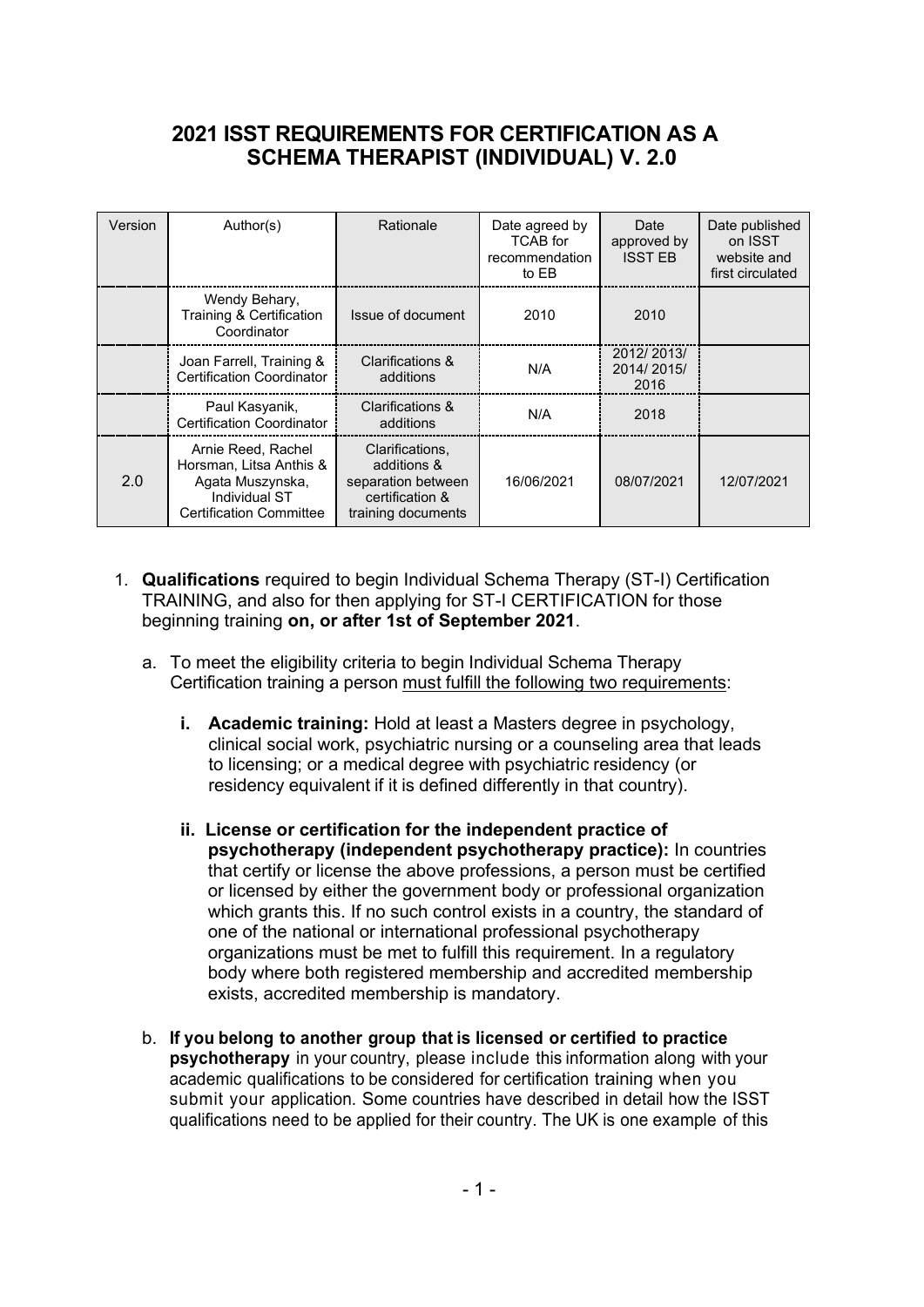# 2021 ISST REQUIREMENTS FOR CERTIFICATION AS A SCHEMA THERAPIST (INDIVIDUAL) V. 2.0

| Version | Author(s) | Rationale | Date agreed by TCAB for recommendation to EB | Date approved by ISST EB | Date published on ISST website and first circulated |
|---|---|---|---|---|---|
| | Wendy Behary, Training & Certification Coordinator | Issue of document | 2010 | 2010 | |
| | Joan Farrell, Training & Certification Coordinator | Clarifications & additions | N/A | 2012/ 2013/ 2014/ 2015/ 2016 | |
| | Paul Kasyanik, Certification Coordinator | Clarifications & additions | N/A | 2018 | |
| 2.0 | Arnie Reed, Rachel Horsman, Litsa Anthis & Agata Muszynska, Individual ST Certification Committee | Clarifications, additions & separation between certification & training documents | 16/06/2021 | 08/07/2021 | 12/07/2021 |

1. **Qualifications** required to begin Individual Schema Therapy (ST-I) Certification TRAINING, and also for then applying for ST-I CERTIFICATION for those beginning training **on, or after 1st of September 2021**.

   a. To meet the eligibility criteria to begin Individual Schema Therapy Certification training a person must fulfill the following two requirements:

      i. **Academic training:** Hold at least a Masters degree in psychology, clinical social work, psychiatric nursing or a counseling area that leads to licensing; or a medical degree with psychiatric residency (or residency equivalent if it is defined differently in that country).

      ii. **License or certification for the independent practice of psychotherapy (independent psychotherapy practice):** In countries that certify or license the above professions, a person must be certified or licensed by either the government body or professional organization which grants this. If no such control exists in a country, the standard of one of the national or international professional psychotherapy organizations must be met to fulfill this requirement. In a regulatory body where both registered membership and accredited membership exists, accredited membership is mandatory.

   b. **If you belong to another group that is licensed or certified to practice psychotherapy** in your country, please include this information along with your academic qualifications to be considered for certification training when you submit your application. Some countries have described in detail how the ISST qualifications need to be applied for their country. The UK is one example of this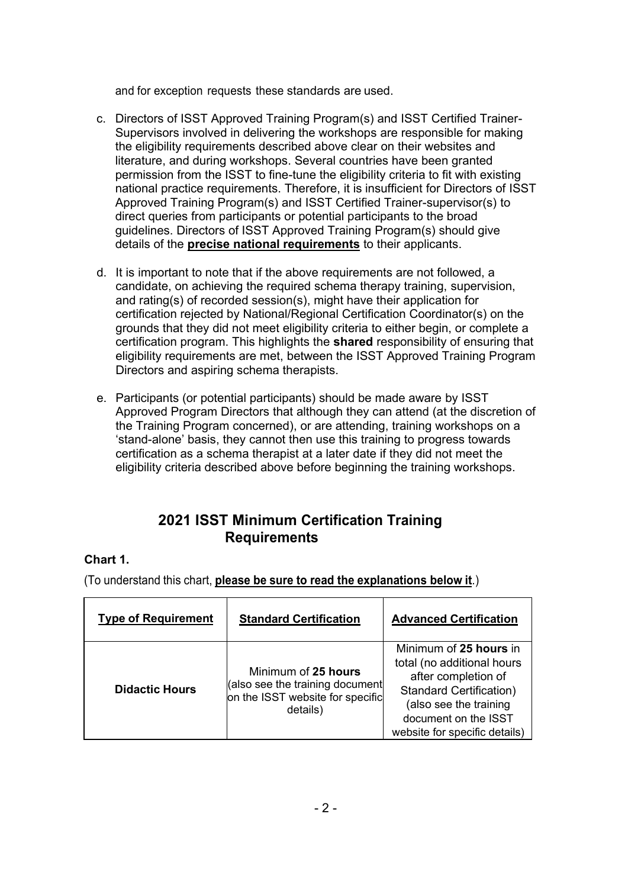and for exception requests these standards are used.

c. Directors of ISST Approved Training Program(s) and ISST Certified Trainer-Supervisors involved in delivering the workshops are responsible for making the eligibility requirements described above clear on their websites and literature, and during workshops. Several countries have been granted permission from the ISST to fine-tune the eligibility criteria to fit with existing national practice requirements. Therefore, it is insufficient for Directors of ISST Approved Training Program(s) and ISST Certified Trainer-supervisor(s) to direct queries from participants or potential participants to the broad guidelines. Directors of ISST Approved Training Program(s) should give details of the **precise national requirements** to their applicants.

d. It is important to note that if the above requirements are not followed, a candidate, on achieving the required schema therapy training, supervision, and rating(s) of recorded session(s), might have their application for certification rejected by National/Regional Certification Coordinator(s) on the grounds that they did not meet eligibility criteria to either begin, or complete a certification program. This highlights the **shared** responsibility of ensuring that eligibility requirements are met, between the ISST Approved Training Program Directors and aspiring schema therapists.

e. Participants (or potential participants) should be made aware by ISST Approved Program Directors that although they can attend (at the discretion of the Training Program concerned), or are attending, training workshops on a 'stand-alone' basis, they cannot then use this training to progress towards certification as a schema therapist at a later date if they did not meet the eligibility criteria described above before beginning the training workshops.

## 2021 ISST Minimum Certification Training Requirements

**Chart 1.**

(To understand this chart, **please be sure to read the explanations below it**.)

| Type of Requirement | Standard Certification | Advanced Certification |
|---|---|---|
| **Didactic Hours** | Minimum of **25 hours** (also see the training document on the ISST website for specific details) | Minimum of **25 hours** in total (no additional hours after completion of Standard Certification) (also see the training document on the ISST website for specific details) |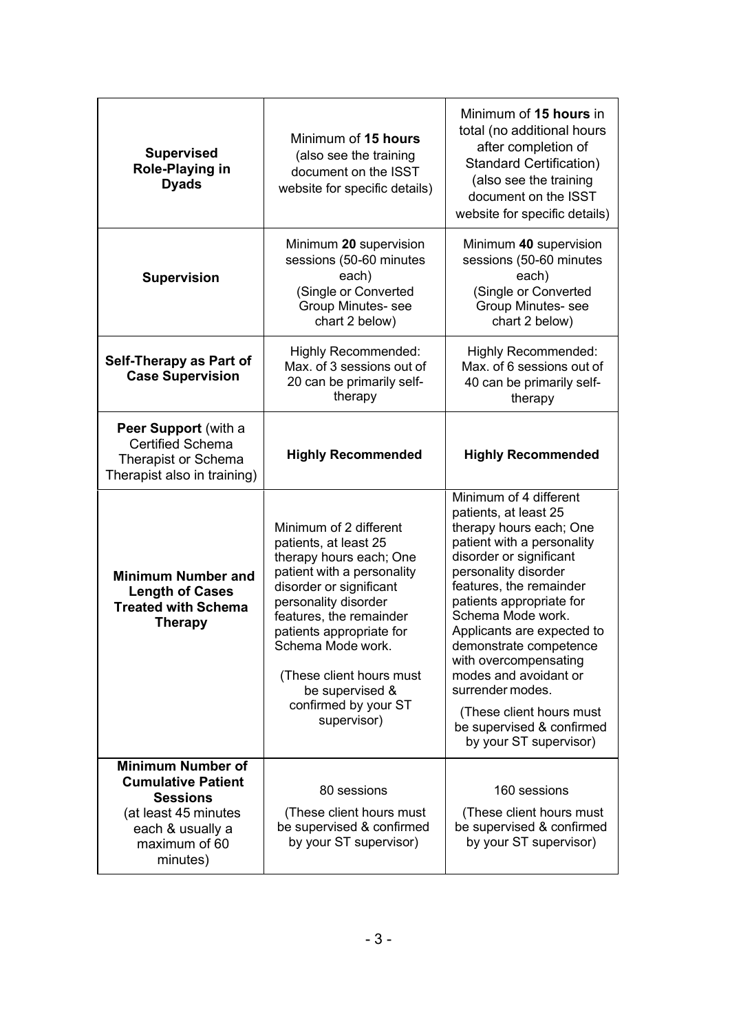| | | |
|---|---|---|
| **Supervised Role-Playing in Dyads** | Minimum of **15 hours** (also see the training document on the ISST website for specific details) | Minimum of **15 hours** in total (no additional hours after completion of Standard Certification) (also see the training document on the ISST website for specific details) |
| **Supervision** | Minimum **20** supervision sessions (50-60 minutes each) (Single or Converted Group Minutes- see chart 2 below) | Minimum **40** supervision sessions (50-60 minutes each) (Single or Converted Group Minutes- see chart 2 below) |
| **Self-Therapy as Part of Case Supervision** | Highly Recommended: Max. of 3 sessions out of 20 can be primarily self-therapy | Highly Recommended: Max. of 6 sessions out of 40 can be primarily self-therapy |
| **Peer Support** (with a Certified Schema Therapist or Schema Therapist also in training) | **Highly Recommended** | **Highly Recommended** |
| **Minimum Number and Length of Cases Treated with Schema Therapy** | Minimum of 2 different patients, at least 25 therapy hours each; One patient with a personality disorder or significant personality disorder features, the remainder patients appropriate for Schema Mode work. (These client hours must be supervised & confirmed by your ST supervisor) | Minimum of 4 different patients, at least 25 therapy hours each; One patient with a personality disorder or significant personality disorder features, the remainder patients appropriate for Schema Mode work. Applicants are expected to demonstrate competence with overcompensating modes and avoidant or surrender modes. (These client hours must be supervised & confirmed by your ST supervisor) |
| **Minimum Number of Cumulative Patient Sessions** (at least 45 minutes each & usually a maximum of 60 minutes) | 80 sessions (These client hours must be supervised & confirmed by your ST supervisor) | 160 sessions (These client hours must be supervised & confirmed by your ST supervisor) |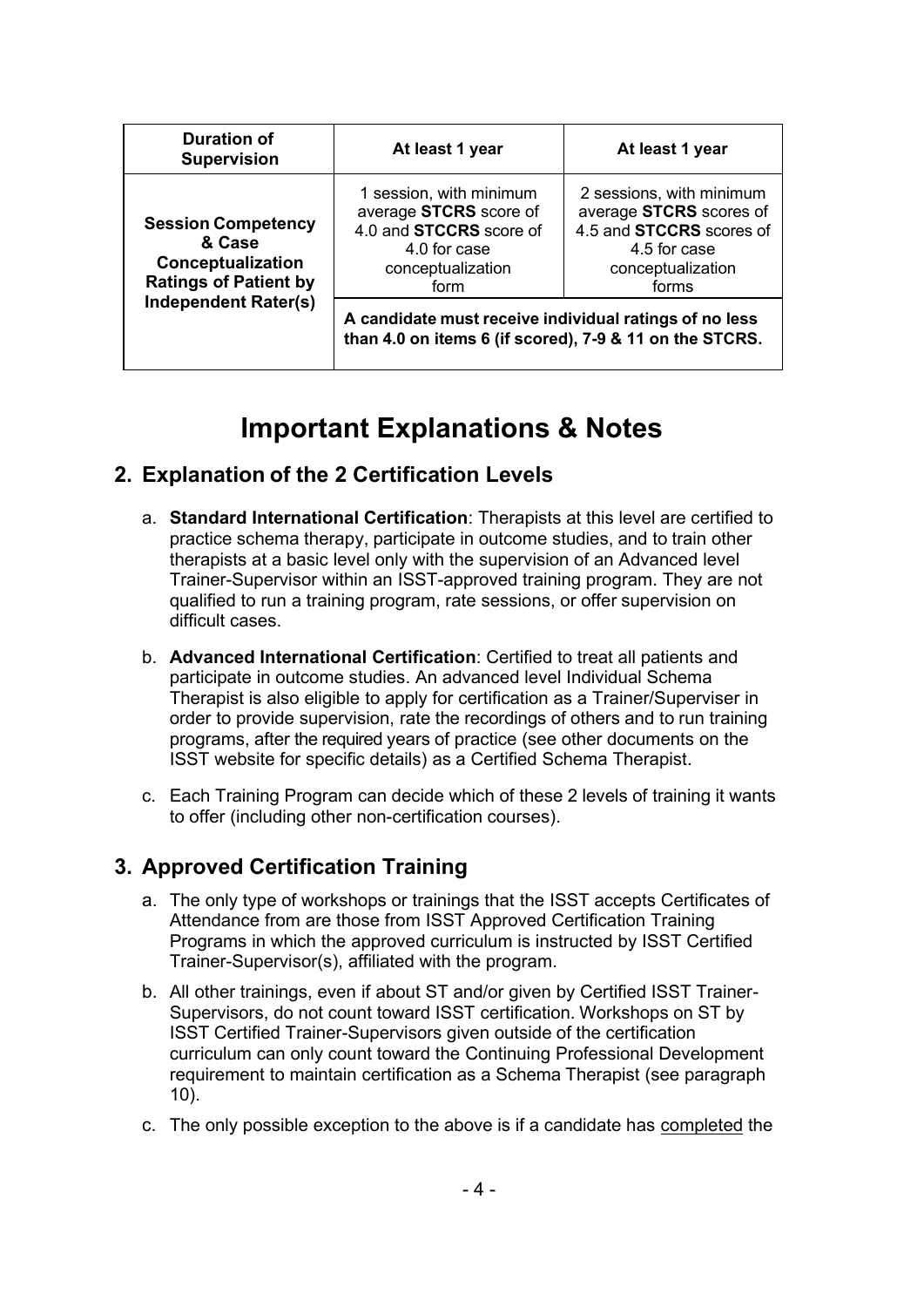| Duration of Supervision | At least 1 year | At least 1 year |
| --- | --- | --- |
| Session Competency & Case Conceptualization Ratings of Patient by Independent Rater(s) | 1 session, with minimum average **STCRS** score of 4.0 and **STCCRS** score of 4.0 for case conceptualization form | 2 sessions, with minimum average **STCRS** scores of 4.5 and **STCCRS** scores of 4.5 for case conceptualization forms |
| | **A candidate must receive individual ratings of no less than 4.0 on items 6 (if scored), 7-9 & 11 on the STCRS.** | |

# Important Explanations & Notes

## 2. Explanation of the 2 Certification Levels

a. **Standard International Certification**: Therapists at this level are certified to practice schema therapy, participate in outcome studies, and to train other therapists at a basic level only with the supervision of an Advanced level Trainer-Supervisor within an ISST-approved training program. They are not qualified to run a training program, rate sessions, or offer supervision on difficult cases.

b. **Advanced International Certification**: Certified to treat all patients and participate in outcome studies. An advanced level Individual Schema Therapist is also eligible to apply for certification as a Trainer/Superviser in order to provide supervision, rate the recordings of others and to run training programs, after the required years of practice (see other documents on the ISST website for specific details) as a Certified Schema Therapist.

c. Each Training Program can decide which of these 2 levels of training it wants to offer (including other non-certification courses).

## 3. Approved Certification Training

a. The only type of workshops or trainings that the ISST accepts Certificates of Attendance from are those from ISST Approved Certification Training Programs in which the approved curriculum is instructed by ISST Certified Trainer-Supervisor(s), affiliated with the program.

b. All other trainings, even if about ST and/or given by Certified ISST Trainer-Supervisors, do not count toward ISST certification. Workshops on ST by ISST Certified Trainer-Supervisors given outside of the certification curriculum can only count toward the Continuing Professional Development requirement to maintain certification as a Schema Therapist (see paragraph 10).

c. The only possible exception to the above is if a candidate has completed the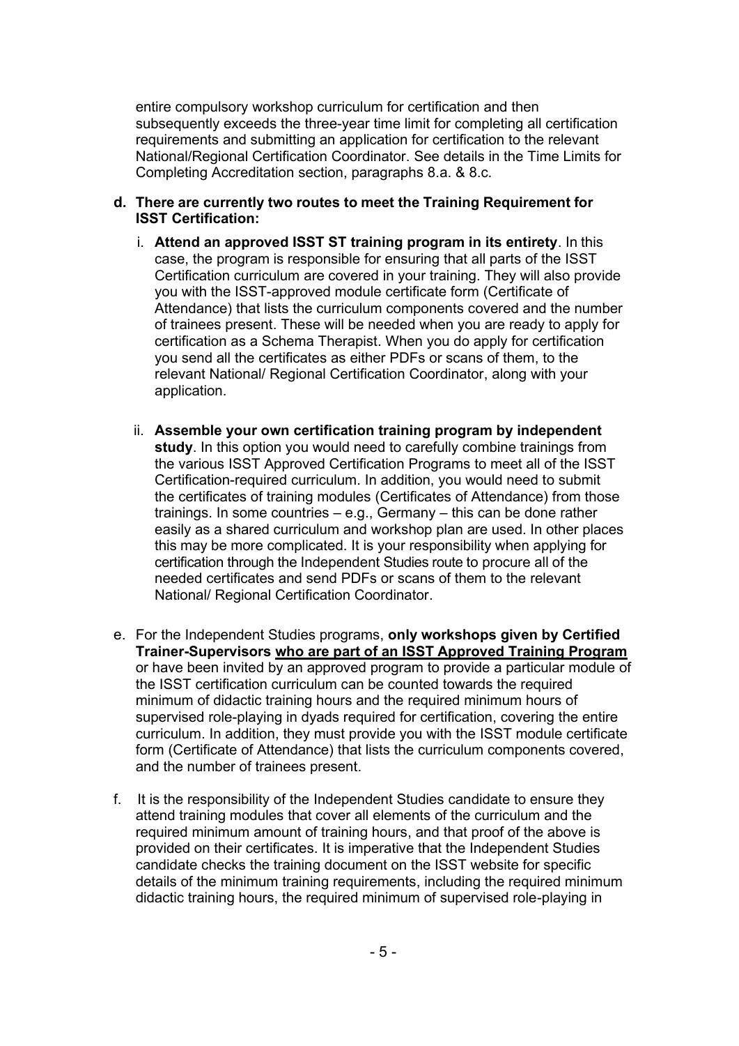entire compulsory workshop curriculum for certification and then subsequently exceeds the three-year time limit for completing all certification requirements and submitting an application for certification to the relevant National/Regional Certification Coordinator. See details in the Time Limits for Completing Accreditation section, paragraphs 8.a. & 8.c.

**d. There are currently two routes to meet the Training Requirement for ISST Certification:**

   i. **Attend an approved ISST ST training program in its entirety**. In this case, the program is responsible for ensuring that all parts of the ISST Certification curriculum are covered in your training. They will also provide you with the ISST-approved module certificate form (Certificate of Attendance) that lists the curriculum components covered and the number of trainees present. These will be needed when you are ready to apply for certification as a Schema Therapist. When you do apply for certification you send all the certificates as either PDFs or scans of them, to the relevant National/ Regional Certification Coordinator, along with your application.

   ii. **Assemble your own certification training program by independent study**. In this option you would need to carefully combine trainings from the various ISST Approved Certification Programs to meet all of the ISST Certification-required curriculum. In addition, you would need to submit the certificates of training modules (Certificates of Attendance) from those trainings. In some countries – e.g., Germany – this can be done rather easily as a shared curriculum and workshop plan are used. In other places this may be more complicated. It is your responsibility when applying for certification through the Independent Studies route to procure all of the needed certificates and send PDFs or scans of them to the relevant National/ Regional Certification Coordinator.

e. For the Independent Studies programs, **only workshops given by Certified Trainer-Supervisors <u>who are part of an ISST Approved Training Program</u>** or have been invited by an approved program to provide a particular module of the ISST certification curriculum can be counted towards the required minimum of didactic training hours and the required minimum hours of supervised role-playing in dyads required for certification, covering the entire curriculum. In addition, they must provide you with the ISST module certificate form (Certificate of Attendance) that lists the curriculum components covered, and the number of trainees present.

f. It is the responsibility of the Independent Studies candidate to ensure they attend training modules that cover all elements of the curriculum and the required minimum amount of training hours, and that proof of the above is provided on their certificates. It is imperative that the Independent Studies candidate checks the training document on the ISST website for specific details of the minimum training requirements, including the required minimum didactic training hours, the required minimum of supervised role-playing in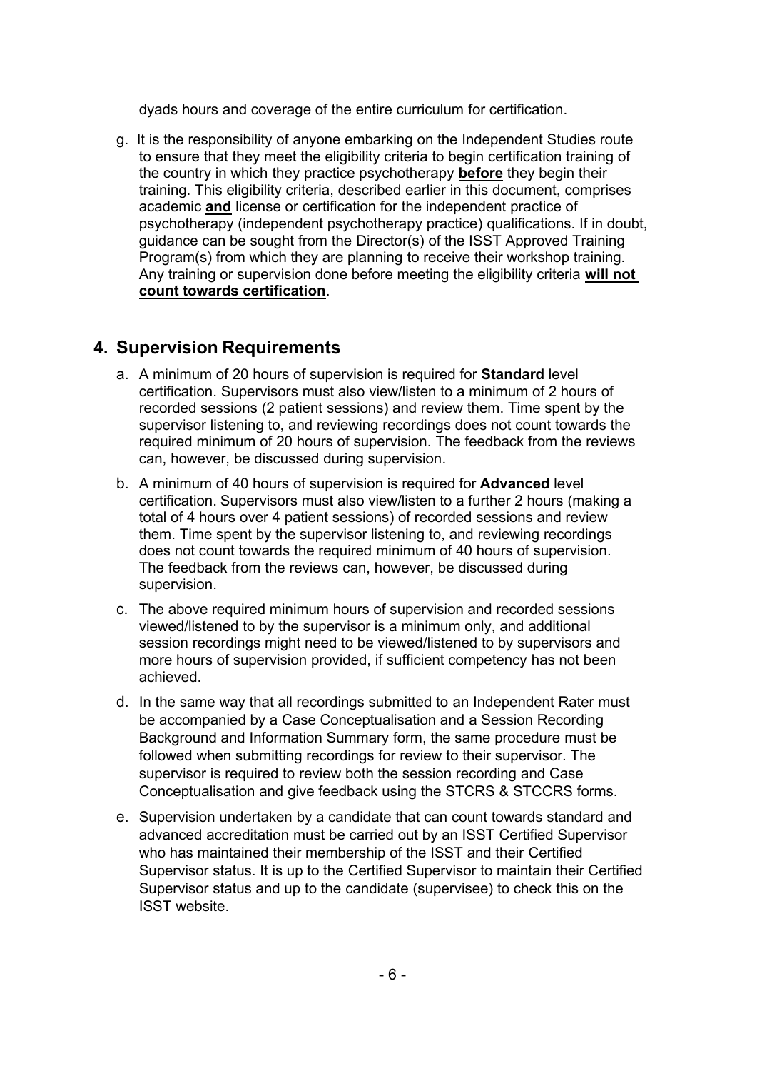dyads hours and coverage of the entire curriculum for certification.

g. It is the responsibility of anyone embarking on the Independent Studies route to ensure that they meet the eligibility criteria to begin certification training of the country in which they practice psychotherapy **before** they begin their training. This eligibility criteria, described earlier in this document, comprises academic **and** license or certification for the independent practice of psychotherapy (independent psychotherapy practice) qualifications. If in doubt, guidance can be sought from the Director(s) of the ISST Approved Training Program(s) from which they are planning to receive their workshop training. Any training or supervision done before meeting the eligibility criteria **will not count towards certification**.

## 4. Supervision Requirements

a. A minimum of 20 hours of supervision is required for **Standard** level certification. Supervisors must also view/listen to a minimum of 2 hours of recorded sessions (2 patient sessions) and review them. Time spent by the supervisor listening to, and reviewing recordings does not count towards the required minimum of 20 hours of supervision. The feedback from the reviews can, however, be discussed during supervision.

b. A minimum of 40 hours of supervision is required for **Advanced** level certification. Supervisors must also view/listen to a further 2 hours (making a total of 4 hours over 4 patient sessions) of recorded sessions and review them. Time spent by the supervisor listening to, and reviewing recordings does not count towards the required minimum of 40 hours of supervision. The feedback from the reviews can, however, be discussed during supervision.

c. The above required minimum hours of supervision and recorded sessions viewed/listened to by the supervisor is a minimum only, and additional session recordings might need to be viewed/listened to by supervisors and more hours of supervision provided, if sufficient competency has not been achieved.

d. In the same way that all recordings submitted to an Independent Rater must be accompanied by a Case Conceptualisation and a Session Recording Background and Information Summary form, the same procedure must be followed when submitting recordings for review to their supervisor. The supervisor is required to review both the session recording and Case Conceptualisation and give feedback using the STCRS & STCCRS forms.

e. Supervision undertaken by a candidate that can count towards standard and advanced accreditation must be carried out by an ISST Certified Supervisor who has maintained their membership of the ISST and their Certified Supervisor status. It is up to the Certified Supervisor to maintain their Certified Supervisor status and up to the candidate (supervisee) to check this on the ISST website.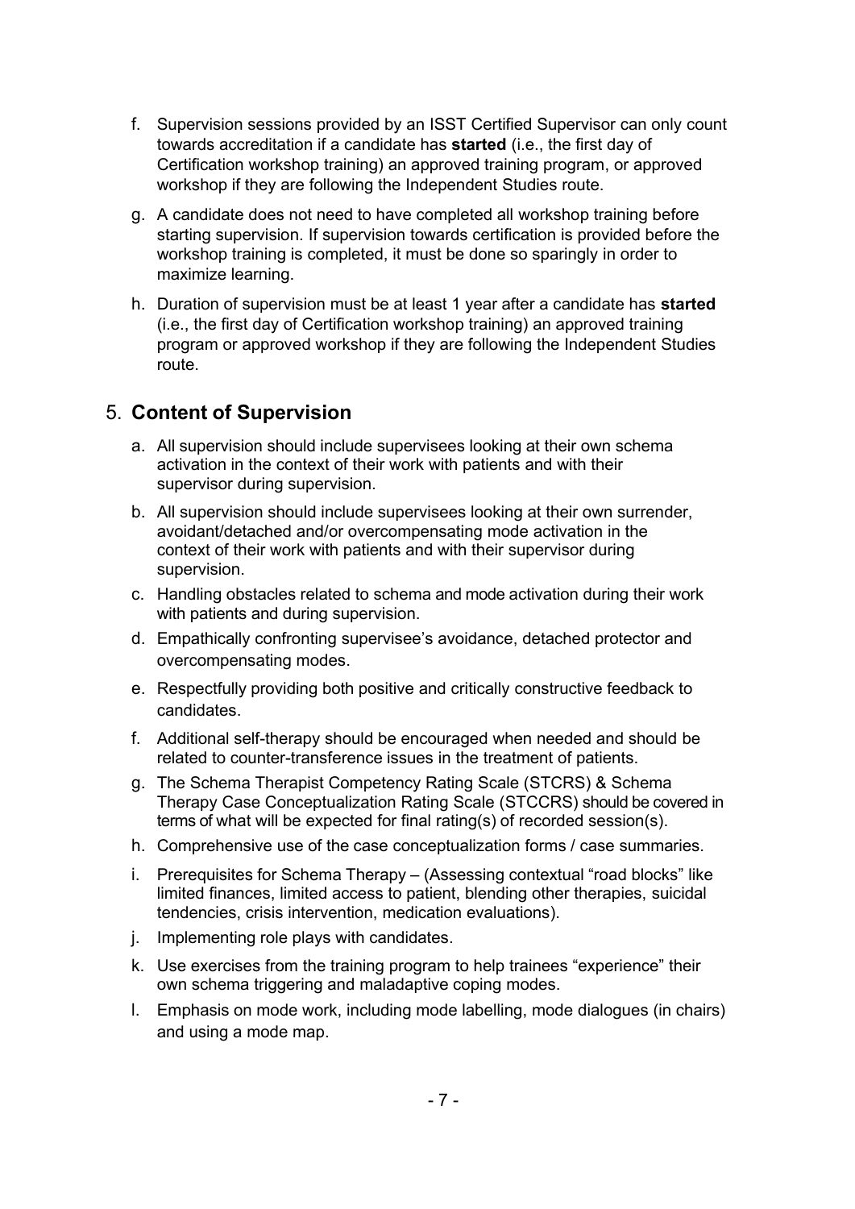f. Supervision sessions provided by an ISST Certified Supervisor can only count towards accreditation if a candidate has **started** (i.e., the first day of Certification workshop training) an approved training program, or approved workshop if they are following the Independent Studies route.

g. A candidate does not need to have completed all workshop training before starting supervision. If supervision towards certification is provided before the workshop training is completed, it must be done so sparingly in order to maximize learning.

h. Duration of supervision must be at least 1 year after a candidate has **started** (i.e., the first day of Certification workshop training) an approved training program or approved workshop if they are following the Independent Studies route.

## 5. **Content of Supervision**

a. All supervision should include supervisees looking at their own schema activation in the context of their work with patients and with their supervisor during supervision.

b. All supervision should include supervisees looking at their own surrender, avoidant/detached and/or overcompensating mode activation in the context of their work with patients and with their supervisor during supervision.

c. Handling obstacles related to schema and mode activation during their work with patients and during supervision.

d. Empathically confronting supervisee's avoidance, detached protector and overcompensating modes.

e. Respectfully providing both positive and critically constructive feedback to candidates.

f. Additional self-therapy should be encouraged when needed and should be related to counter-transference issues in the treatment of patients.

g. The Schema Therapist Competency Rating Scale (STCRS) & Schema Therapy Case Conceptualization Rating Scale (STCCRS) should be covered in terms of what will be expected for final rating(s) of recorded session(s).

h. Comprehensive use of the case conceptualization forms / case summaries.

i. Prerequisites for Schema Therapy – (Assessing contextual "road blocks" like limited finances, limited access to patient, blending other therapies, suicidal tendencies, crisis intervention, medication evaluations).

j. Implementing role plays with candidates.

k. Use exercises from the training program to help trainees "experience" their own schema triggering and maladaptive coping modes.

l. Emphasis on mode work, including mode labelling, mode dialogues (in chairs) and using a mode map.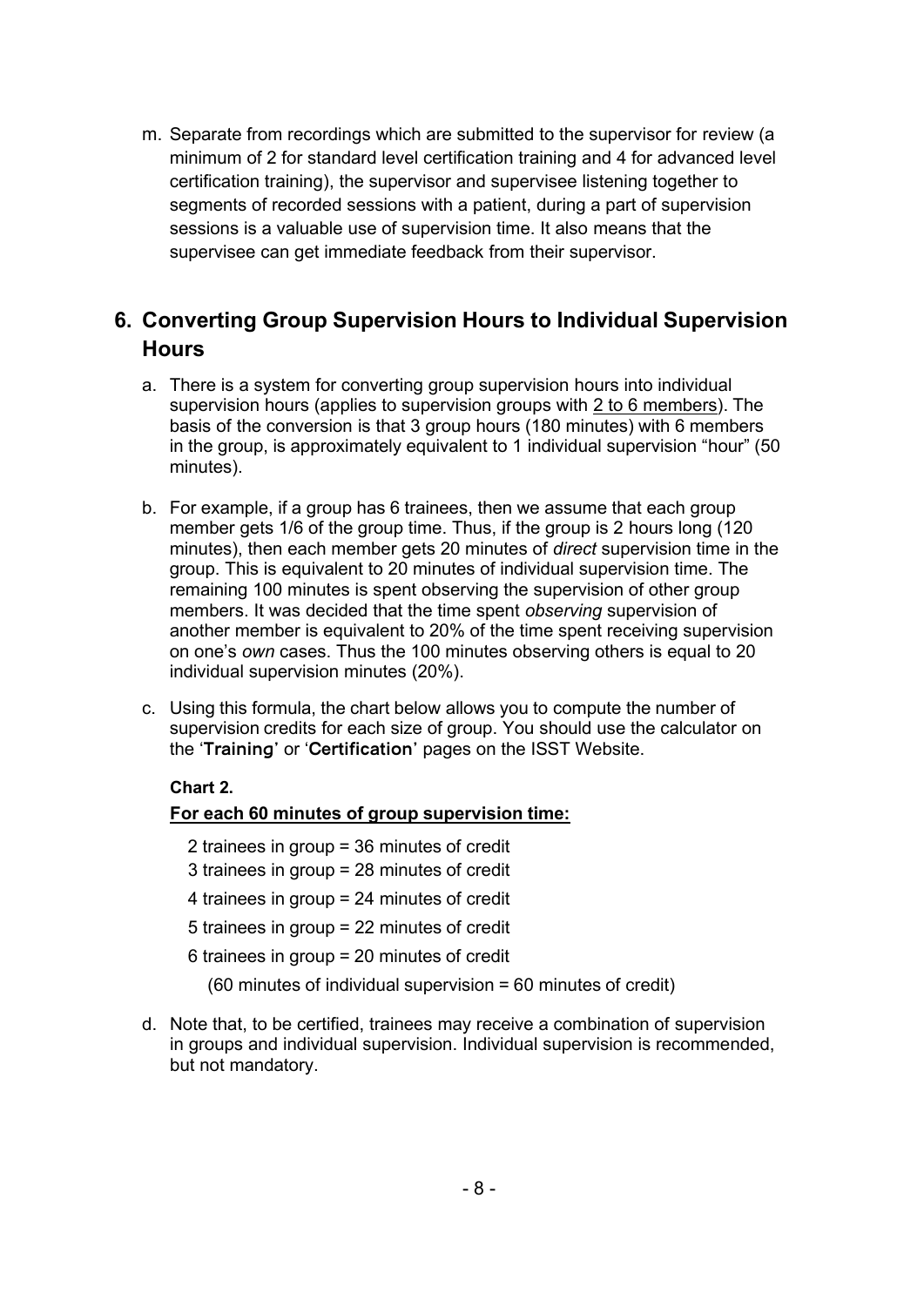m. Separate from recordings which are submitted to the supervisor for review (a minimum of 2 for standard level certification training and 4 for advanced level certification training), the supervisor and supervisee listening together to segments of recorded sessions with a patient, during a part of supervision sessions is a valuable use of supervision time. It also means that the supervisee can get immediate feedback from their supervisor.

## 6. Converting Group Supervision Hours to Individual Supervision Hours

a. There is a system for converting group supervision hours into individual supervision hours (applies to supervision groups with 2 to 6 members). The basis of the conversion is that 3 group hours (180 minutes) with 6 members in the group, is approximately equivalent to 1 individual supervision "hour" (50 minutes).

b. For example, if a group has 6 trainees, then we assume that each group member gets 1/6 of the group time. Thus, if the group is 2 hours long (120 minutes), then each member gets 20 minutes of *direct* supervision time in the group. This is equivalent to 20 minutes of individual supervision time. The remaining 100 minutes is spent observing the supervision of other group members. It was decided that the time spent *observing* supervision of another member is equivalent to 20% of the time spent receiving supervision on one's *own* cases. Thus the 100 minutes observing others is equal to 20 individual supervision minutes (20%).

c. Using this formula, the chart below allows you to compute the number of supervision credits for each size of group. You should use the calculator on the '**Training**' or '**Certification**' pages on the ISST Website.

**Chart 2.**

**For each 60 minutes of group supervision time:**

2 trainees in group = 36 minutes of credit

3 trainees in group = 28 minutes of credit

4 trainees in group = 24 minutes of credit

5 trainees in group = 22 minutes of credit

6 trainees in group = 20 minutes of credit

(60 minutes of individual supervision = 60 minutes of credit)

d. Note that, to be certified, trainees may receive a combination of supervision in groups and individual supervision. Individual supervision is recommended, but not mandatory.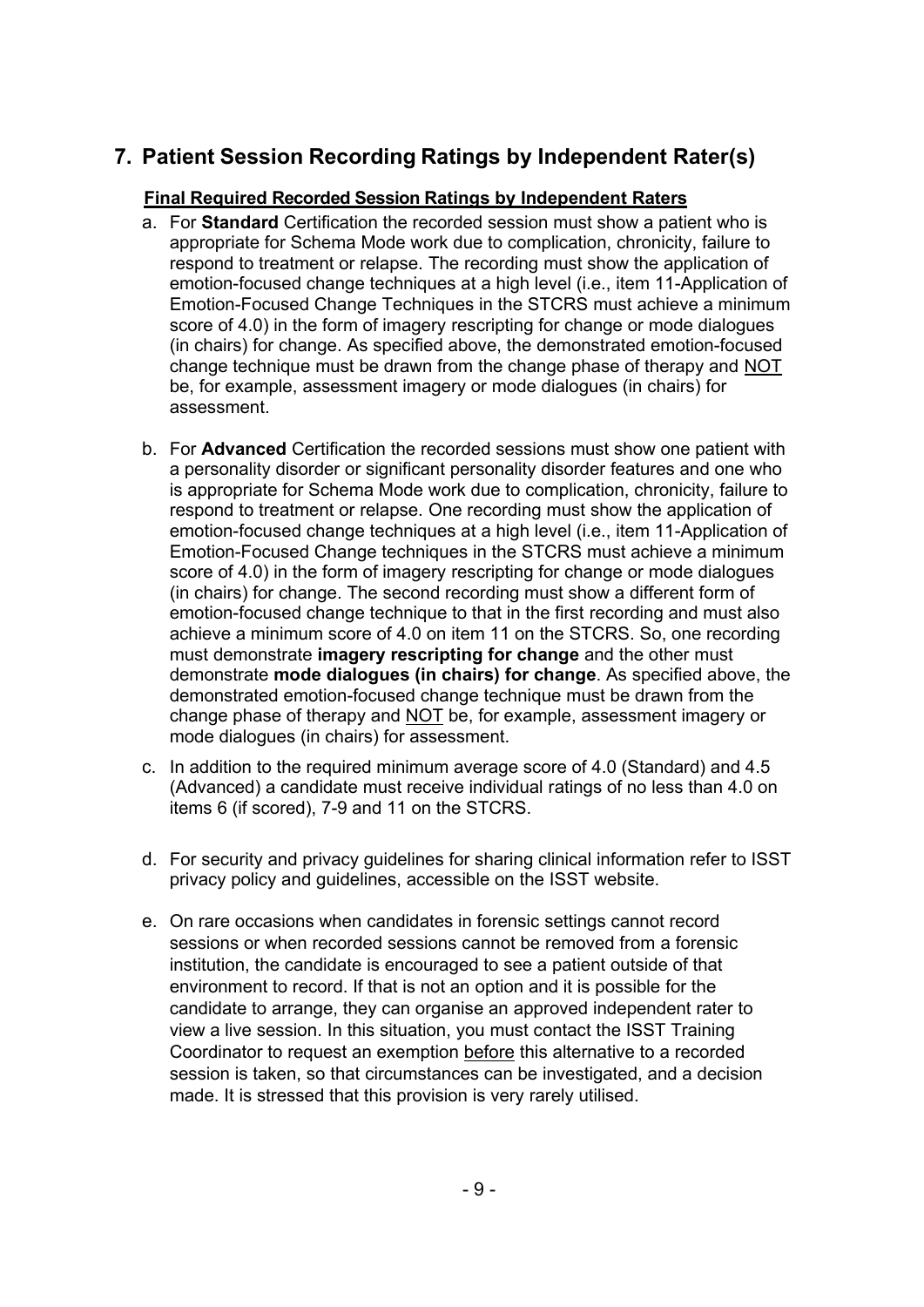## 7. Patient Session Recording Ratings by Independent Rater(s)

**Final Required Recorded Session Ratings by Independent Raters**

a. For **Standard** Certification the recorded session must show a patient who is appropriate for Schema Mode work due to complication, chronicity, failure to respond to treatment or relapse. The recording must show the application of emotion-focused change techniques at a high level (i.e., item 11-Application of Emotion-Focused Change Techniques in the STCRS must achieve a minimum score of 4.0) in the form of imagery rescripting for change or mode dialogues (in chairs) for change. As specified above, the demonstrated emotion-focused change technique must be drawn from the change phase of therapy and NOT be, for example, assessment imagery or mode dialogues (in chairs) for assessment.

b. For **Advanced** Certification the recorded sessions must show one patient with a personality disorder or significant personality disorder features and one who is appropriate for Schema Mode work due to complication, chronicity, failure to respond to treatment or relapse. One recording must show the application of emotion-focused change techniques at a high level (i.e., item 11-Application of Emotion-Focused Change techniques in the STCRS must achieve a minimum score of 4.0) in the form of imagery rescripting for change or mode dialogues (in chairs) for change. The second recording must show a different form of emotion-focused change technique to that in the first recording and must also achieve a minimum score of 4.0 on item 11 on the STCRS. So, one recording must demonstrate **imagery rescripting for change** and the other must demonstrate **mode dialogues (in chairs) for change**. As specified above, the demonstrated emotion-focused change technique must be drawn from the change phase of therapy and NOT be, for example, assessment imagery or mode dialogues (in chairs) for assessment.

c. In addition to the required minimum average score of 4.0 (Standard) and 4.5 (Advanced) a candidate must receive individual ratings of no less than 4.0 on items 6 (if scored), 7-9 and 11 on the STCRS.

d. For security and privacy guidelines for sharing clinical information refer to ISST privacy policy and guidelines, accessible on the ISST website.

e. On rare occasions when candidates in forensic settings cannot record sessions or when recorded sessions cannot be removed from a forensic institution, the candidate is encouraged to see a patient outside of that environment to record. If that is not an option and it is possible for the candidate to arrange, they can organise an approved independent rater to view a live session. In this situation, you must contact the ISST Training Coordinator to request an exemption before this alternative to a recorded session is taken, so that circumstances can be investigated, and a decision made. It is stressed that this provision is very rarely utilised.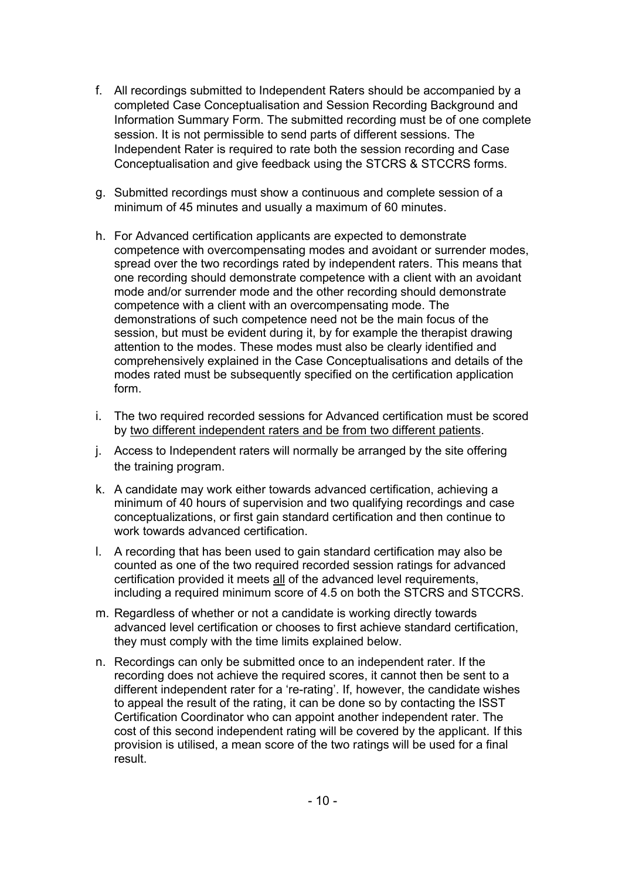f. All recordings submitted to Independent Raters should be accompanied by a completed Case Conceptualisation and Session Recording Background and Information Summary Form. The submitted recording must be of one complete session. It is not permissible to send parts of different sessions. The Independent Rater is required to rate both the session recording and Case Conceptualisation and give feedback using the STCRS & STCCRS forms.

g. Submitted recordings must show a continuous and complete session of a minimum of 45 minutes and usually a maximum of 60 minutes.

h. For Advanced certification applicants are expected to demonstrate competence with overcompensating modes and avoidant or surrender modes, spread over the two recordings rated by independent raters. This means that one recording should demonstrate competence with a client with an avoidant mode and/or surrender mode and the other recording should demonstrate competence with a client with an overcompensating mode. The demonstrations of such competence need not be the main focus of the session, but must be evident during it, by for example the therapist drawing attention to the modes. These modes must also be clearly identified and comprehensively explained in the Case Conceptualisations and details of the modes rated must be subsequently specified on the certification application form.

i. The two required recorded sessions for Advanced certification must be scored by <u>two different independent raters and be from two different patients</u>.

j. Access to Independent raters will normally be arranged by the site offering the training program.

k. A candidate may work either towards advanced certification, achieving a minimum of 40 hours of supervision and two qualifying recordings and case conceptualizations, or first gain standard certification and then continue to work towards advanced certification.

l. A recording that has been used to gain standard certification may also be counted as one of the two required recorded session ratings for advanced certification provided it meets <u>all</u> of the advanced level requirements, including a required minimum score of 4.5 on both the STCRS and STCCRS.

m. Regardless of whether or not a candidate is working directly towards advanced level certification or chooses to first achieve standard certification, they must comply with the time limits explained below.

n. Recordings can only be submitted once to an independent rater. If the recording does not achieve the required scores, it cannot then be sent to a different independent rater for a 're-rating'. If, however, the candidate wishes to appeal the result of the rating, it can be done so by contacting the ISST Certification Coordinator who can appoint another independent rater. The cost of this second independent rating will be covered by the applicant. If this provision is utilised, a mean score of the two ratings will be used for a final result.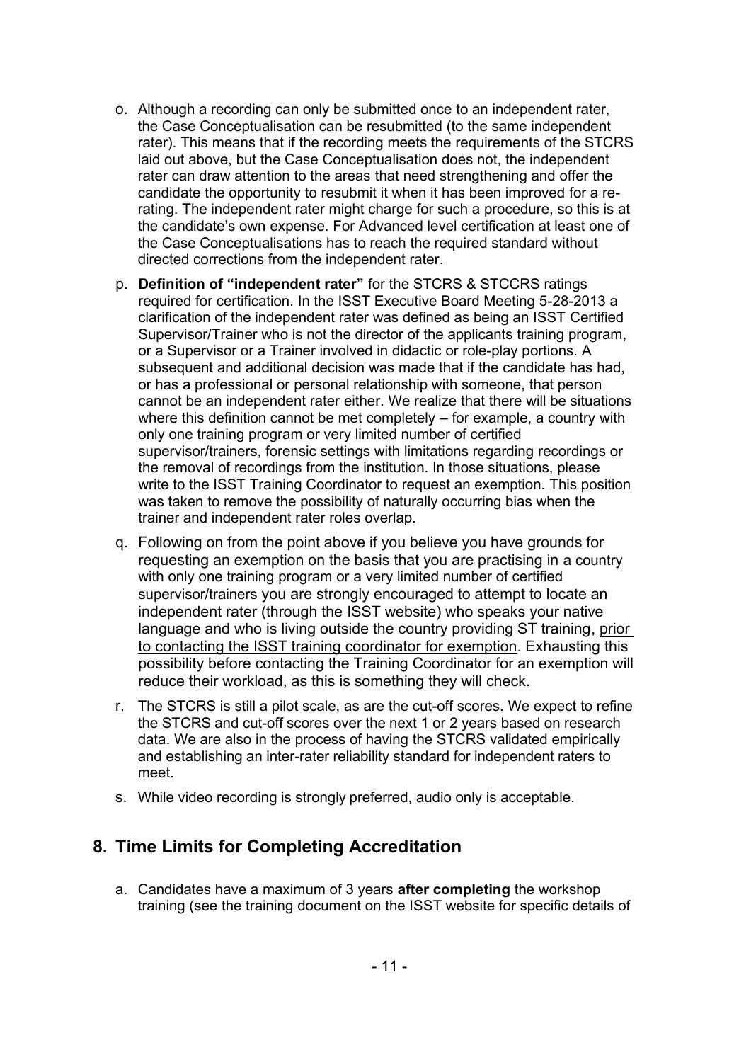o. Although a recording can only be submitted once to an independent rater, the Case Conceptualisation can be resubmitted (to the same independent rater). This means that if the recording meets the requirements of the STCRS laid out above, but the Case Conceptualisation does not, the independent rater can draw attention to the areas that need strengthening and offer the candidate the opportunity to resubmit it when it has been improved for a re-rating. The independent rater might charge for such a procedure, so this is at the candidate's own expense. For Advanced level certification at least one of the Case Conceptualisations has to reach the required standard without directed corrections from the independent rater.

p. **Definition of "independent rater"** for the STCRS & STCCRS ratings required for certification. In the ISST Executive Board Meeting 5-28-2013 a clarification of the independent rater was defined as being an ISST Certified Supervisor/Trainer who is not the director of the applicants training program, or a Supervisor or a Trainer involved in didactic or role-play portions. A subsequent and additional decision was made that if the candidate has had, or has a professional or personal relationship with someone, that person cannot be an independent rater either. We realize that there will be situations where this definition cannot be met completely – for example, a country with only one training program or very limited number of certified supervisor/trainers, forensic settings with limitations regarding recordings or the removal of recordings from the institution. In those situations, please write to the ISST Training Coordinator to request an exemption. This position was taken to remove the possibility of naturally occurring bias when the trainer and independent rater roles overlap.

q. Following on from the point above if you believe you have grounds for requesting an exemption on the basis that you are practising in a country with only one training program or a very limited number of certified supervisor/trainers you are strongly encouraged to attempt to locate an independent rater (through the ISST website) who speaks your native language and who is living outside the country providing ST training, <u>prior to contacting the ISST training coordinator for exemption</u>. Exhausting this possibility before contacting the Training Coordinator for an exemption will reduce their workload, as this is something they will check.

r. The STCRS is still a pilot scale, as are the cut-off scores. We expect to refine the STCRS and cut-off scores over the next 1 or 2 years based on research data. We are also in the process of having the STCRS validated empirically and establishing an inter-rater reliability standard for independent raters to meet.

s. While video recording is strongly preferred, audio only is acceptable.

## 8. Time Limits for Completing Accreditation

a. Candidates have a maximum of 3 years **after completing** the workshop training (see the training document on the ISST website for specific details of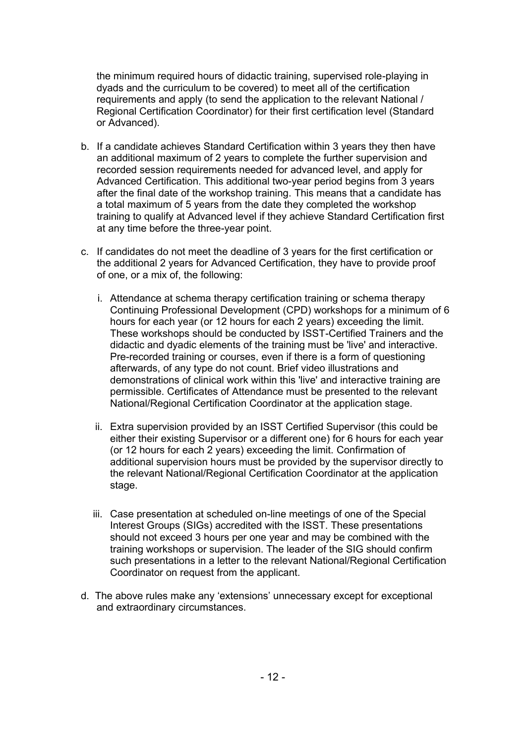the minimum required hours of didactic training, supervised role-playing in dyads and the curriculum to be covered) to meet all of the certification requirements and apply (to send the application to the relevant National / Regional Certification Coordinator) for their first certification level (Standard or Advanced).

b. If a candidate achieves Standard Certification within 3 years they then have an additional maximum of 2 years to complete the further supervision and recorded session requirements needed for advanced level, and apply for Advanced Certification. This additional two-year period begins from 3 years after the final date of the workshop training. This means that a candidate has a total maximum of 5 years from the date they completed the workshop training to qualify at Advanced level if they achieve Standard Certification first at any time before the three-year point.

c. If candidates do not meet the deadline of 3 years for the first certification or the additional 2 years for Advanced Certification, they have to provide proof of one, or a mix of, the following:

   i. Attendance at schema therapy certification training or schema therapy Continuing Professional Development (CPD) workshops for a minimum of 6 hours for each year (or 12 hours for each 2 years) exceeding the limit. These workshops should be conducted by ISST-Certified Trainers and the didactic and dyadic elements of the training must be 'live' and interactive. Pre-recorded training or courses, even if there is a form of questioning afterwards, of any type do not count. Brief video illustrations and demonstrations of clinical work within this 'live' and interactive training are permissible. Certificates of Attendance must be presented to the relevant National/Regional Certification Coordinator at the application stage.

   ii. Extra supervision provided by an ISST Certified Supervisor (this could be either their existing Supervisor or a different one) for 6 hours for each year (or 12 hours for each 2 years) exceeding the limit. Confirmation of additional supervision hours must be provided by the supervisor directly to the relevant National/Regional Certification Coordinator at the application stage.

   iii. Case presentation at scheduled on-line meetings of one of the Special Interest Groups (SIGs) accredited with the ISST. These presentations should not exceed 3 hours per one year and may be combined with the training workshops or supervision. The leader of the SIG should confirm such presentations in a letter to the relevant National/Regional Certification Coordinator on request from the applicant.

d. The above rules make any 'extensions' unnecessary except for exceptional and extraordinary circumstances.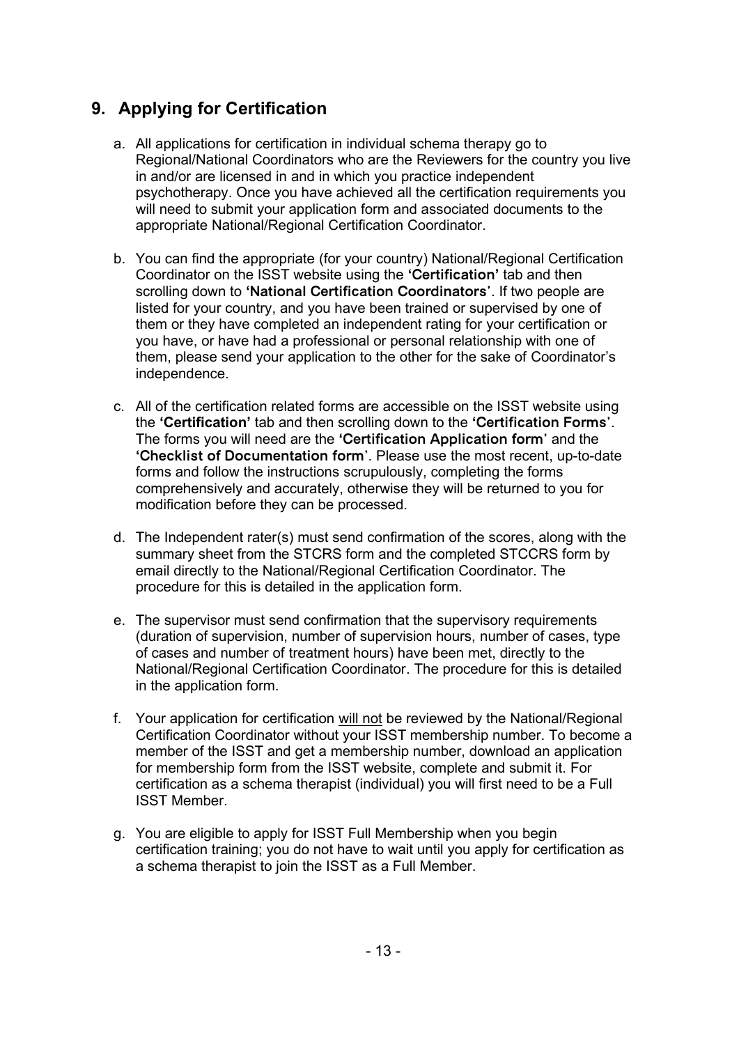## 9. Applying for Certification

a. All applications for certification in individual schema therapy go to Regional/National Coordinators who are the Reviewers for the country you live in and/or are licensed in and in which you practice independent psychotherapy. Once you have achieved all the certification requirements you will need to submit your application form and associated documents to the appropriate National/Regional Certification Coordinator.

b. You can find the appropriate (for your country) National/Regional Certification Coordinator on the ISST website using the **'Certification'** tab and then scrolling down to **'National Certification Coordinators'**. If two people are listed for your country, and you have been trained or supervised by one of them or they have completed an independent rating for your certification or you have, or have had a professional or personal relationship with one of them, please send your application to the other for the sake of Coordinator's independence.

c. All of the certification related forms are accessible on the ISST website using the **'Certification'** tab and then scrolling down to the **'Certification Forms'**. The forms you will need are the **'Certification Application form'** and the **'Checklist of Documentation form'**. Please use the most recent, up-to-date forms and follow the instructions scrupulously, completing the forms comprehensively and accurately, otherwise they will be returned to you for modification before they can be processed.

d. The Independent rater(s) must send confirmation of the scores, along with the summary sheet from the STCRS form and the completed STCCRS form by email directly to the National/Regional Certification Coordinator. The procedure for this is detailed in the application form.

e. The supervisor must send confirmation that the supervisory requirements (duration of supervision, number of supervision hours, number of cases, type of cases and number of treatment hours) have been met, directly to the National/Regional Certification Coordinator. The procedure for this is detailed in the application form.

f. Your application for certification <u>will not</u> be reviewed by the National/Regional Certification Coordinator without your ISST membership number. To become a member of the ISST and get a membership number, download an application for membership form from the ISST website, complete and submit it. For certification as a schema therapist (individual) you will first need to be a Full ISST Member.

g. You are eligible to apply for ISST Full Membership when you begin certification training; you do not have to wait until you apply for certification as a schema therapist to join the ISST as a Full Member.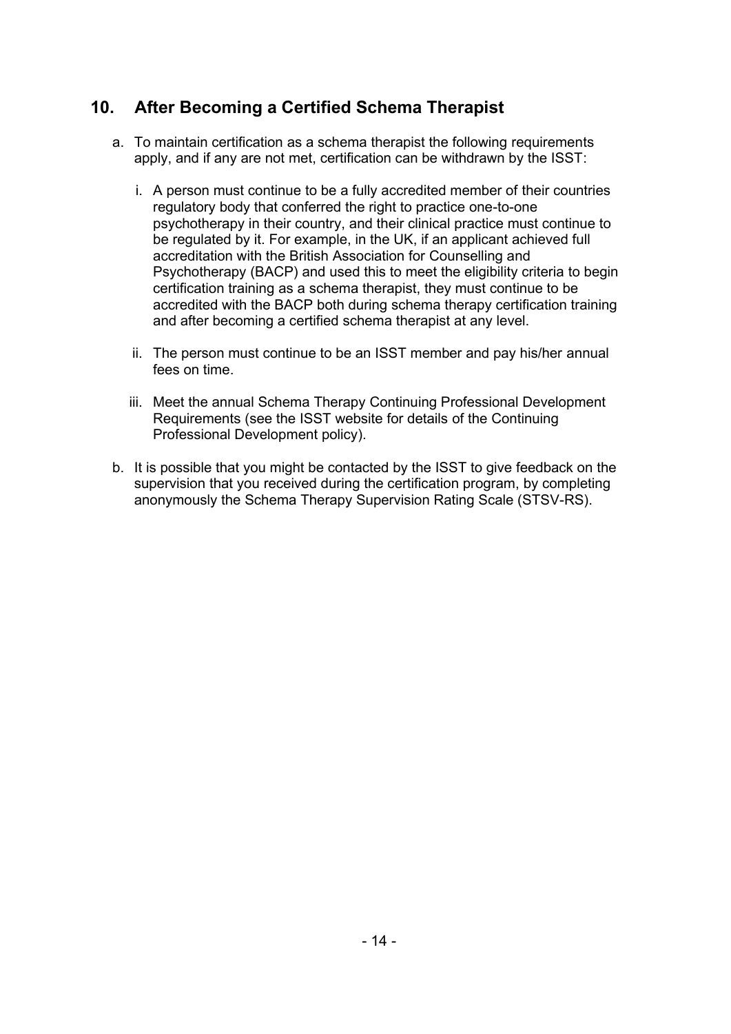## 10. After Becoming a Certified Schema Therapist

a. To maintain certification as a schema therapist the following requirements apply, and if any are not met, certification can be withdrawn by the ISST:

   i. A person must continue to be a fully accredited member of their countries regulatory body that conferred the right to practice one-to-one psychotherapy in their country, and their clinical practice must continue to be regulated by it. For example, in the UK, if an applicant achieved full accreditation with the British Association for Counselling and Psychotherapy (BACP) and used this to meet the eligibility criteria to begin certification training as a schema therapist, they must continue to be accredited with the BACP both during schema therapy certification training and after becoming a certified schema therapist at any level.

   ii. The person must continue to be an ISST member and pay his/her annual fees on time.

   iii. Meet the annual Schema Therapy Continuing Professional Development Requirements (see the ISST website for details of the Continuing Professional Development policy).

b. It is possible that you might be contacted by the ISST to give feedback on the supervision that you received during the certification program, by completing anonymously the Schema Therapy Supervision Rating Scale (STSV-RS).